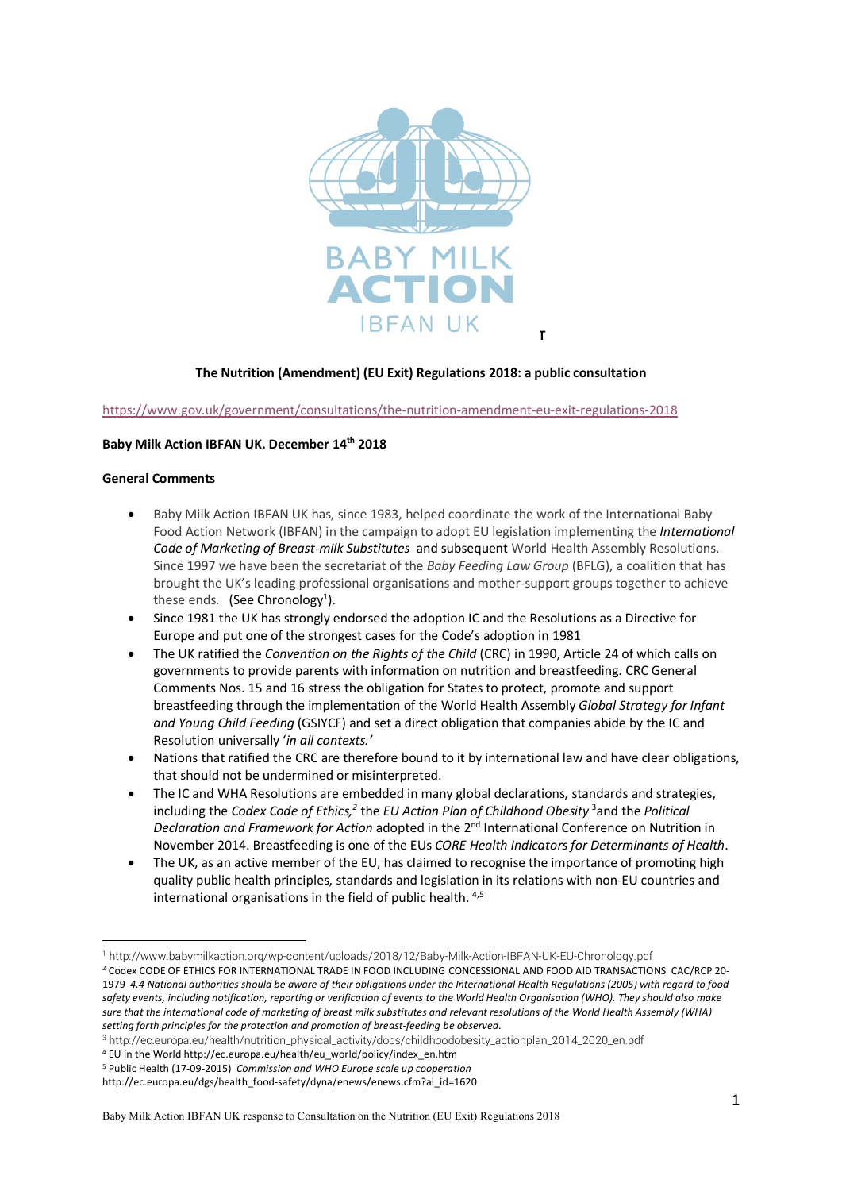BABY MILK ACTION
IBFAN UK

**The Nutrition (Amendment) (EU Exit) Regulations 2018: a public consultation**

https://www.gov.uk/government/consultations/the-nutrition-amendment-eu-exit-regulations-2018

**Baby Milk Action IBFAN UK. December 14th 2018**

**General Comments**

- Baby Milk Action IBFAN UK has, since 1983, helped coordinate the work of the International Baby Food Action Network (IBFAN) in the campaign to adopt EU legislation implementing the *International Code of Marketing of Breast-milk Substitutes* and subsequent World Health Assembly Resolutions. Since 1997 we have been the secretariat of the *Baby Feeding Law Group* (BFLG), a coalition that has brought the UK's leading professional organisations and mother-support groups together to achieve these ends. (See Chronology[1]).
- Since 1981 the UK has strongly endorsed the adoption IC and the Resolutions as a Directive for Europe and put one of the strongest cases for the Code's adoption in 1981
- The UK ratified the *Convention on the Rights of the Child* (CRC) in 1990, Article 24 of which calls on governments to provide parents with information on nutrition and breastfeeding. CRC General Comments Nos. 15 and 16 stress the obligation for States to protect, promote and support breastfeeding through the implementation of the World Health Assembly *Global Strategy for Infant and Young Child Feeding* (GSIYCF) and set a direct obligation that companies abide by the IC and Resolution universally '*in all contexts.'*
- Nations that ratified the CRC are therefore bound to it by international law and have clear obligations, that should not be undermined or misinterpreted.
- The IC and WHA Resolutions are embedded in many global declarations, standards and strategies, including the *Codex Code of Ethics,*[2] the *EU Action Plan of Childhood Obesity*[3] and the *Political Declaration and Framework for Action* adopted in the 2nd International Conference on Nutrition in November 2014. Breastfeeding is one of the EUs *CORE Health Indicators for Determinants of Health*.
- The UK, as an active member of the EU, has claimed to recognise the importance of promoting high quality public health principles, standards and legislation in its relations with non-EU countries and international organisations in the field of public health. [4,5]

---

[1] http://www.babymilkaction.org/wp-content/uploads/2018/12/Baby-Milk-Action-IBFAN-UK-EU-Chronology.pdf

[2] Codex CODE OF ETHICS FOR INTERNATIONAL TRADE IN FOOD INCLUDING CONCESSIONAL AND FOOD AID TRANSACTIONS CAC/RCP 20-1979 *4.4 National authorities should be aware of their obligations under the International Health Regulations (2005) with regard to food safety events, including notification, reporting or verification of events to the World Health Organisation (WHO). They should also make sure that the international code of marketing of breast milk substitutes and relevant resolutions of the World Health Assembly (WHA) setting forth principles for the protection and promotion of breast-feeding be observed.*

[3] http://ec.europa.eu/health/nutrition_physical_activity/docs/childhoodobesity_actionplan_2014_2020_en.pdf

[4] EU in the World http://ec.europa.eu/health/eu_world/policy/index_en.htm

[5] Public Health (17-09-2015) *Commission and WHO Europe scale up cooperation* http://ec.europa.eu/dgs/health_food-safety/dyna/enews/enews.cfm?al_id=1620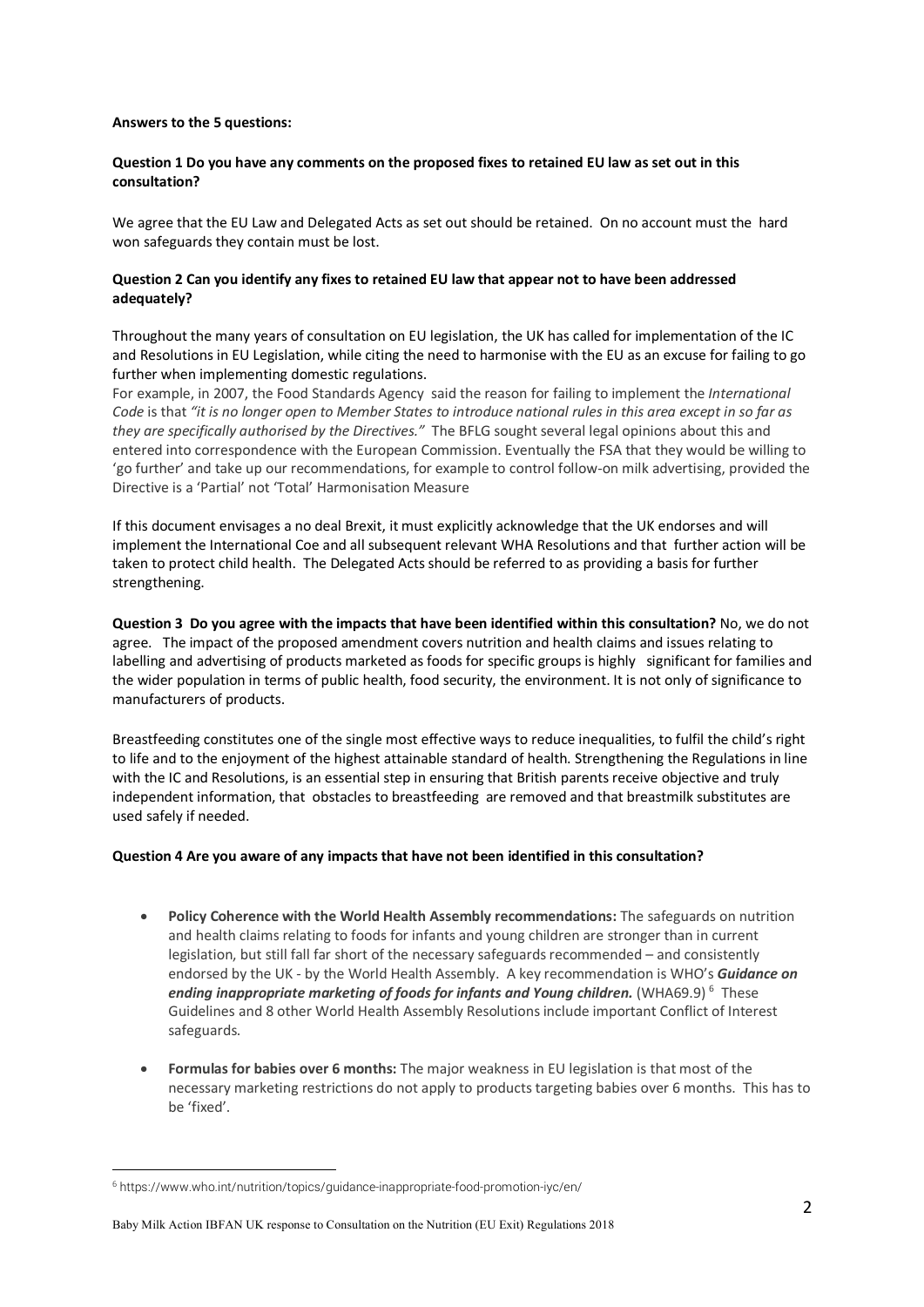**Answers to the 5 questions:**

**Question 1 Do you have any comments on the proposed fixes to retained EU law as set out in this consultation?**

We agree that the EU Law and Delegated Acts as set out should be retained. On no account must the hard won safeguards they contain must be lost.

**Question 2 Can you identify any fixes to retained EU law that appear not to have been addressed adequately?**

Throughout the many years of consultation on EU legislation, the UK has called for implementation of the IC and Resolutions in EU Legislation, while citing the need to harmonise with the EU as an excuse for failing to go further when implementing domestic regulations.

For example, in 2007, the Food Standards Agency said the reason for failing to implement the *International Code* is that *"it is no longer open to Member States to introduce national rules in this area except in so far as they are specifically authorised by the Directives."* The BFLG sought several legal opinions about this and entered into correspondence with the European Commission. Eventually the FSA that they would be willing to 'go further' and take up our recommendations, for example to control follow-on milk advertising, provided the Directive is a 'Partial' not 'Total' Harmonisation Measure

If this document envisages a no deal Brexit, it must explicitly acknowledge that the UK endorses and will implement the International Coe and all subsequent relevant WHA Resolutions and that further action will be taken to protect child health. The Delegated Acts should be referred to as providing a basis for further strengthening.

**Question 3 Do you agree with the impacts that have been identified within this consultation?** No, we do not agree. The impact of the proposed amendment covers nutrition and health claims and issues relating to labelling and advertising of products marketed as foods for specific groups is highly significant for families and the wider population in terms of public health, food security, the environment. It is not only of significance to manufacturers of products.

Breastfeeding constitutes one of the single most effective ways to reduce inequalities, to fulfil the child's right to life and to the enjoyment of the highest attainable standard of health. Strengthening the Regulations in line with the IC and Resolutions, is an essential step in ensuring that British parents receive objective and truly independent information, that obstacles to breastfeeding are removed and that breastmilk substitutes are used safely if needed.

**Question 4 Are you aware of any impacts that have not been identified in this consultation?**

- **Policy Coherence with the World Health Assembly recommendations:** The safeguards on nutrition and health claims relating to foods for infants and young children are stronger than in current legislation, but still fall far short of the necessary safeguards recommended – and consistently endorsed by the UK - by the World Health Assembly. A key recommendation is WHO's ***Guidance on ending inappropriate marketing of foods for infants and Young children.*** (WHA69.9) [6] These Guidelines and 8 other World Health Assembly Resolutions include important Conflict of Interest safeguards.

- **Formulas for babies over 6 months:** The major weakness in EU legislation is that most of the necessary marketing restrictions do not apply to products targeting babies over 6 months. This has to be 'fixed'.

---

[6] https://www.who.int/nutrition/topics/guidance-inappropriate-food-promotion-iyc/en/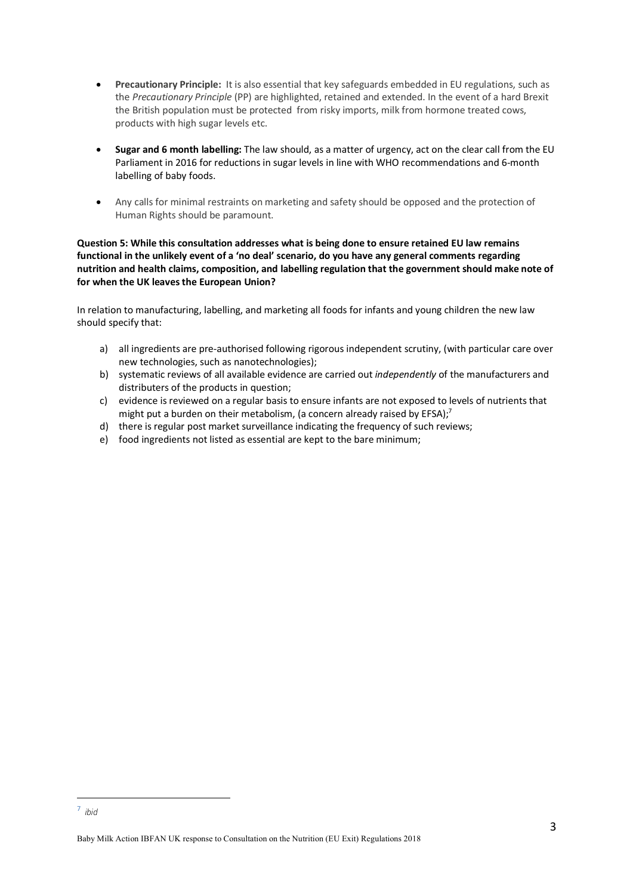- **Precautionary Principle:** It is also essential that key safeguards embedded in EU regulations, such as the *Precautionary Principle* (PP) are highlighted, retained and extended. In the event of a hard Brexit the British population must be protected from risky imports, milk from hormone treated cows, products with high sugar levels etc.
- **Sugar and 6 month labelling:** The law should, as a matter of urgency, act on the clear call from the EU Parliament in 2016 for reductions in sugar levels in line with WHO recommendations and 6-month labelling of baby foods.
- Any calls for minimal restraints on marketing and safety should be opposed and the protection of Human Rights should be paramount.

**Question 5: While this consultation addresses what is being done to ensure retained EU law remains functional in the unlikely event of a 'no deal' scenario, do you have any general comments regarding nutrition and health claims, composition, and labelling regulation that the government should make note of for when the UK leaves the European Union?**

In relation to manufacturing, labelling, and marketing all foods for infants and young children the new law should specify that:

a) all ingredients are pre-authorised following rigorous independent scrutiny, (with particular care over new technologies, such as nanotechnologies);
b) systematic reviews of all available evidence are carried out *independently* of the manufacturers and distributers of the products in question;
c) evidence is reviewed on a regular basis to ensure infants are not exposed to levels of nutrients that might put a burden on their metabolism, (a concern already raised by EFSA);[7]
d) there is regular post market surveillance indicating the frequency of such reviews;
e) food ingredients not listed as essential are kept to the bare minimum;

[7] *ibid*

Baby Milk Action IBFAN UK response to Consultation on the Nutrition (EU Exit) Regulations 2018